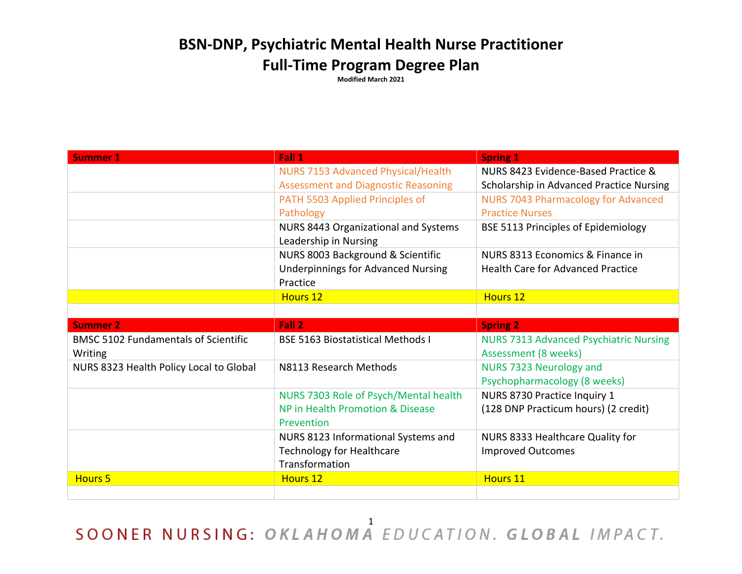# BSN-DNP, Psychiatric Mental Health Nurse Practitioner
# Full-Time Program Degree Plan

**Modified March 2021**

| Summer 1 | Fall 1 | Spring 1 |
|---|---|---|
| | NURS 7153 Advanced Physical/Health Assessment and Diagnostic Reasoning | NURS 8423 Evidence-Based Practice & Scholarship in Advanced Practice Nursing |
| | PATH 5503 Applied Principles of Pathology | NURS 7043 Pharmacology for Advanced Practice Nurses |
| | NURS 8443 Organizational and Systems Leadership in Nursing | BSE 5113 Principles of Epidemiology |
| | NURS 8003 Background & Scientific Underpinnings for Advanced Nursing Practice | NURS 8313 Economics & Finance in Health Care for Advanced Practice |
| | Hours 12 | Hours 12 |
| | | |
| **Summer 2** | **Fall 2** | **Spring 2** |
| BMSC 5102 Fundamentals of Scientific Writing | BSE 5163 Biostatistical Methods I | NURS 7313 Advanced Psychiatric Nursing Assessment (8 weeks) |
| NURS 8323 Health Policy Local to Global | N8113 Research Methods | NURS 7323 Neurology and Psychopharmacology (8 weeks) |
| | NURS 7303 Role of Psych/Mental health NP in Health Promotion & Disease Prevention | NURS 8730 Practice Inquiry 1 (128 DNP Practicum hours) (2 credit) |
| | NURS 8123 Informational Systems and Technology for Healthcare Transformation | NURS 8333 Healthcare Quality for Improved Outcomes |
| Hours 5 | Hours 12 | Hours 11 |
| | | |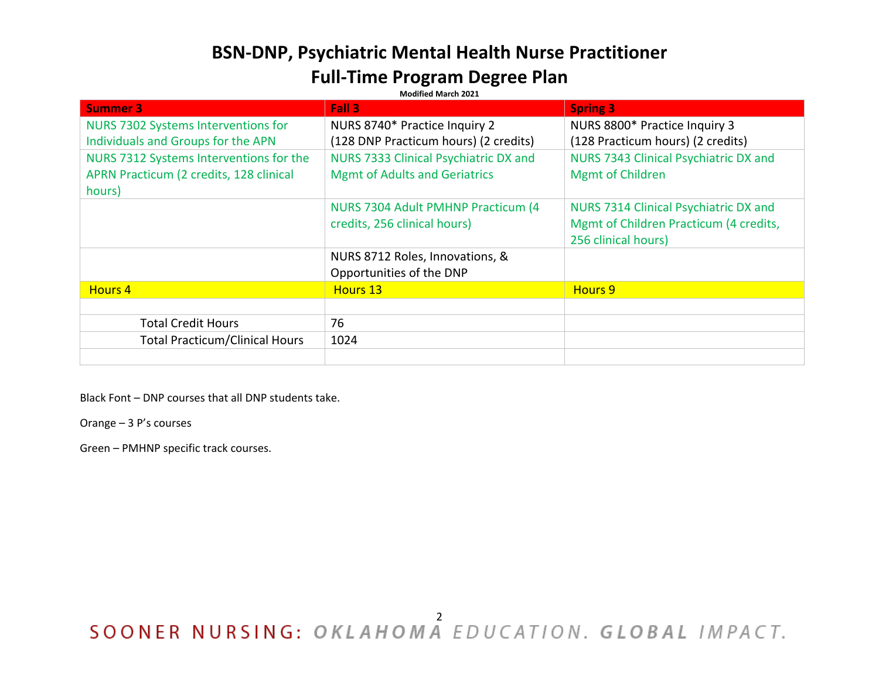# BSN-DNP, Psychiatric Mental Health Nurse Practitioner
# Full-Time Program Degree Plan

**Modified March 2021**

| Summer 3 | Fall 3 | Spring 3 |
|---|---|---|
| NURS 7302 Systems Interventions for Individuals and Groups for the APN | NURS 8740* Practice Inquiry 2 (128 DNP Practicum hours) (2 credits) | NURS 8800* Practice Inquiry 3 (128 Practicum hours) (2 credits) |
| NURS 7312 Systems Interventions for the APRN Practicum (2 credits, 128 clinical hours) | NURS 7333 Clinical Psychiatric DX and Mgmt of Adults and Geriatrics | NURS 7343 Clinical Psychiatric DX and Mgmt of Children |
| | NURS 7304 Adult PMHNP Practicum (4 credits, 256 clinical hours) | NURS 7314 Clinical Psychiatric DX and Mgmt of Children Practicum (4 credits, 256 clinical hours) |
| | NURS 8712 Roles, Innovations, & Opportunities of the DNP | |
| Hours 4 | Hours 13 | Hours 9 |
| | | |
| Total Credit Hours | 76 | |
| Total Practicum/Clinical Hours | 1024 | |
| | | |

Black Font – DNP courses that all DNP students take.

Orange – 3 P's courses

Green – PMHNP specific track courses.